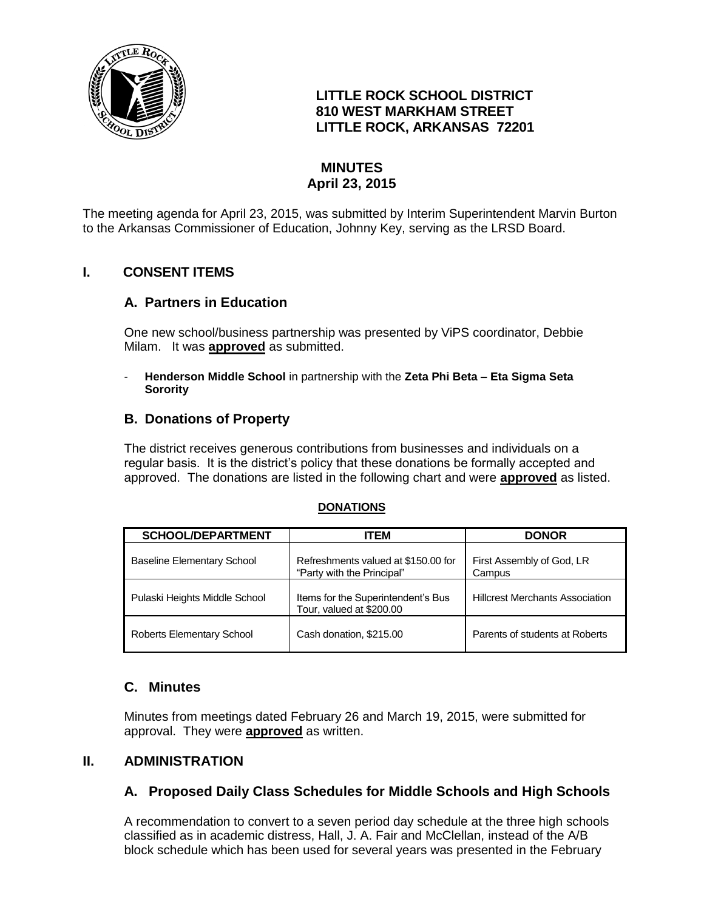# LITTLE ROCK SCHOOL DISTRICT
**810 WEST MARKHAM STREET**
**LITTLE ROCK, ARKANSAS 72201**

## MINUTES
**April 23, 2015**

The meeting agenda for April 23, 2015, was submitted by Interim Superintendent Marvin Burton to the Arkansas Commissioner of Education, Johnny Key, serving as the LRSD Board.

## I. CONSENT ITEMS

### A. Partners in Education

One new school/business partnership was presented by ViPS coordinator, Debbie Milam. It was **approved** as submitted.

- **Henderson Middle School** in partnership with the **Zeta Phi Beta – Eta Sigma Seta Sorority**

### B. Donations of Property

The district receives generous contributions from businesses and individuals on a regular basis. It is the district's policy that these donations be formally accepted and approved. The donations are listed in the following chart and were **approved** as listed.

**DONATIONS**

| SCHOOL/DEPARTMENT | ITEM | DONOR |
|---|---|---|
| Baseline Elementary School | Refreshments valued at $150.00 for "Party with the Principal" | First Assembly of God, LR Campus |
| Pulaski Heights Middle School | Items for the Superintendent's Bus Tour, valued at $200.00 | Hillcrest Merchants Association |
| Roberts Elementary School | Cash donation, $215.00 | Parents of students at Roberts |

### C. Minutes

Minutes from meetings dated February 26 and March 19, 2015, were submitted for approval. They were **approved** as written.

## II. ADMINISTRATION

### A. Proposed Daily Class Schedules for Middle Schools and High Schools

A recommendation to convert to a seven period day schedule at the three high schools classified as in academic distress, Hall, J. A. Fair and McClellan, instead of the A/B block schedule which has been used for several years was presented in the February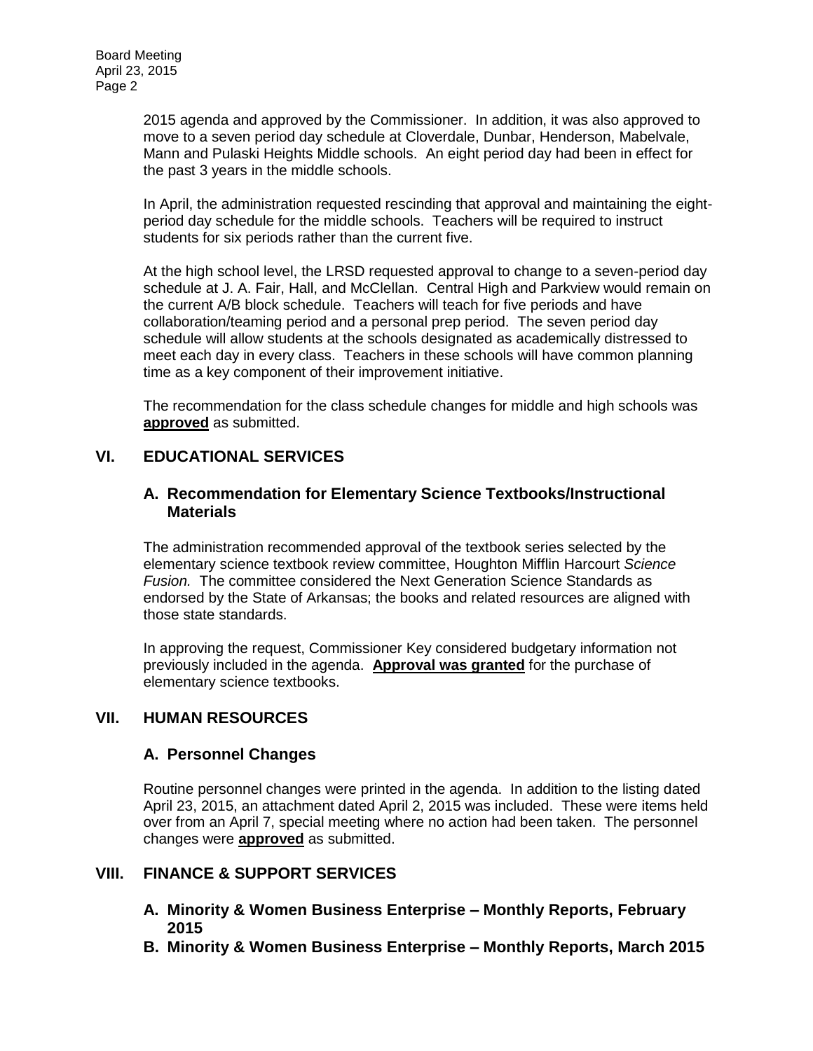2015 agenda and approved by the Commissioner. In addition, it was also approved to move to a seven period day schedule at Cloverdale, Dunbar, Henderson, Mabelvale, Mann and Pulaski Heights Middle schools. An eight period day had been in effect for the past 3 years in the middle schools.

In April, the administration requested rescinding that approval and maintaining the eight-period day schedule for the middle schools. Teachers will be required to instruct students for six periods rather than the current five.

At the high school level, the LRSD requested approval to change to a seven-period day schedule at J. A. Fair, Hall, and McClellan. Central High and Parkview would remain on the current A/B block schedule. Teachers will teach for five periods and have collaboration/teaming period and a personal prep period. The seven period day schedule will allow students at the schools designated as academically distressed to meet each day in every class. Teachers in these schools will have common planning time as a key component of their improvement initiative.

The recommendation for the class schedule changes for middle and high schools was **approved** as submitted.

## VI. EDUCATIONAL SERVICES

### A. Recommendation for Elementary Science Textbooks/Instructional Materials

The administration recommended approval of the textbook series selected by the elementary science textbook review committee, Houghton Mifflin Harcourt *Science Fusion.* The committee considered the Next Generation Science Standards as endorsed by the State of Arkansas; the books and related resources are aligned with those state standards.

In approving the request, Commissioner Key considered budgetary information not previously included in the agenda. **Approval was granted** for the purchase of elementary science textbooks.

## VII. HUMAN RESOURCES

### A. Personnel Changes

Routine personnel changes were printed in the agenda. In addition to the listing dated April 23, 2015, an attachment dated April 2, 2015 was included. These were items held over from an April 7, special meeting where no action had been taken. The personnel changes were **approved** as submitted.

## VIII. FINANCE & SUPPORT SERVICES

### A. Minority & Women Business Enterprise – Monthly Reports, February 2015

### B. Minority & Women Business Enterprise – Monthly Reports, March 2015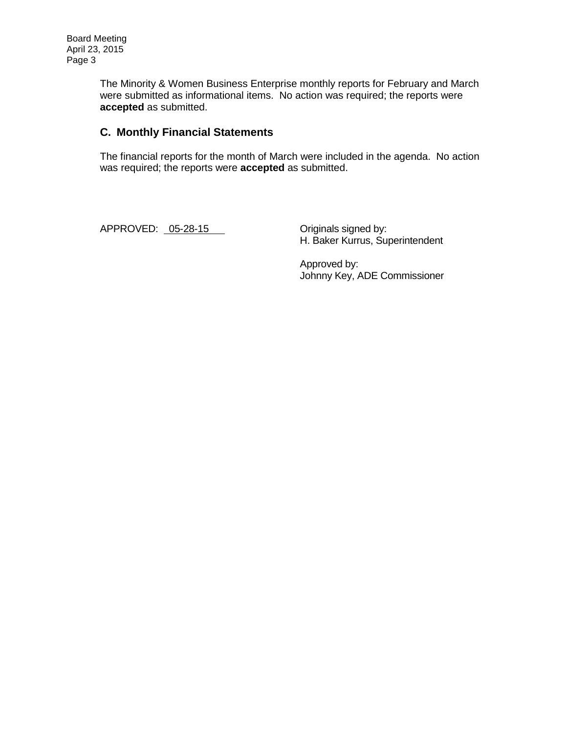The Minority & Women Business Enterprise monthly reports for February and March were submitted as informational items. No action was required; the reports were **accepted** as submitted.

### C. Monthly Financial Statements

The financial reports for the month of March were included in the agenda. No action was required; the reports were **accepted** as submitted.

APPROVED: 05-28-15

Originals signed by:
H. Baker Kurrus, Superintendent

Approved by:
Johnny Key, ADE Commissioner